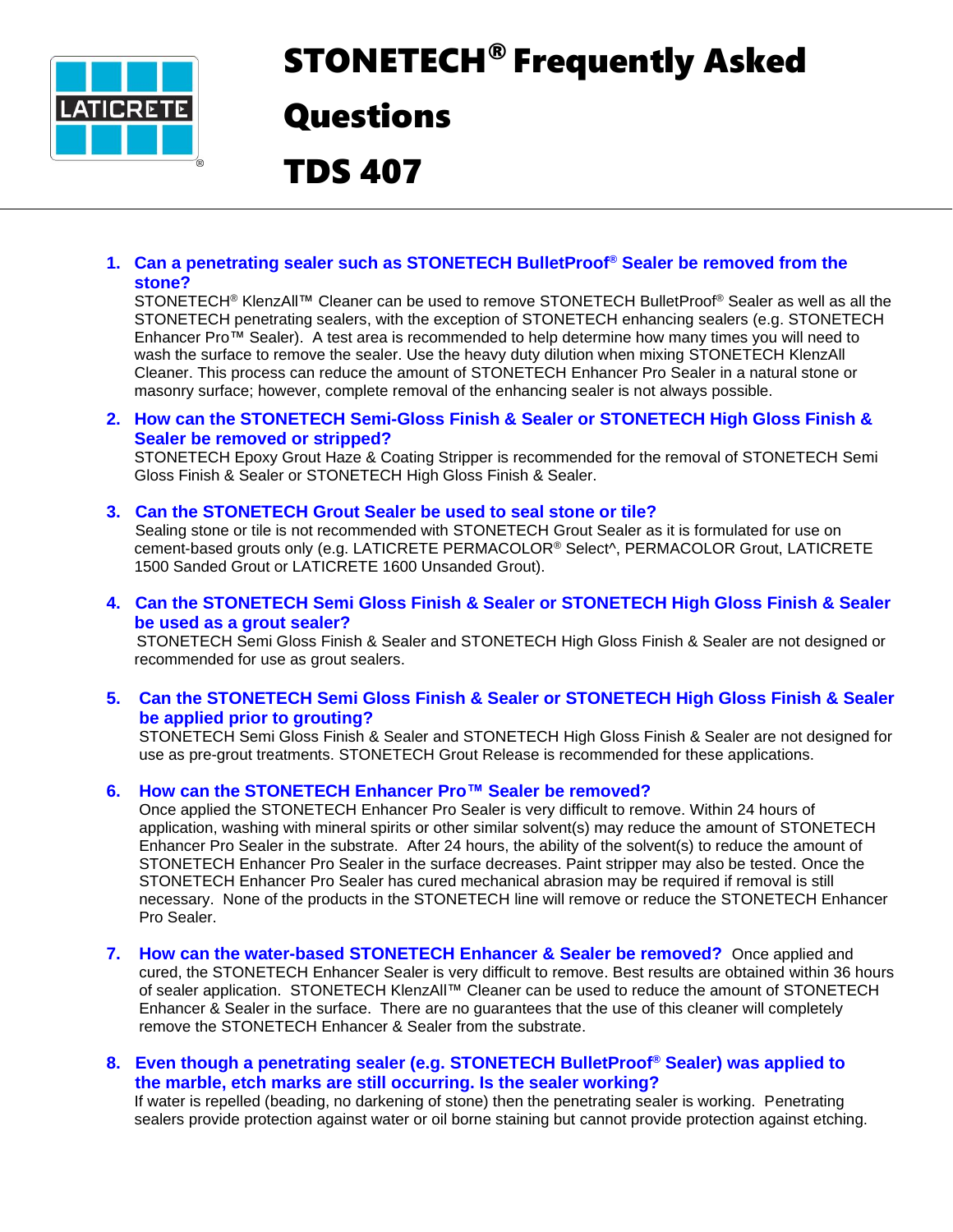# STONETECH® Frequently Asked Questions

# TDS 407

1. **Can a penetrating sealer such as STONETECH BulletProof® Sealer be removed from the stone?**
   STONETECH® KlenzAll™ Cleaner can be used to remove STONETECH BulletProof® Sealer as well as all the STONETECH penetrating sealers, with the exception of STONETECH enhancing sealers (e.g. STONETECH Enhancer Pro™ Sealer). A test area is recommended to help determine how many times you will need to wash the surface to remove the sealer. Use the heavy duty dilution when mixing STONETECH KlenzAll Cleaner. This process can reduce the amount of STONETECH Enhancer Pro Sealer in a natural stone or masonry surface; however, complete removal of the enhancing sealer is not always possible.

2. **How can the STONETECH Semi-Gloss Finish & Sealer or STONETECH High Gloss Finish & Sealer be removed or stripped?**
   STONETECH Epoxy Grout Haze & Coating Stripper is recommended for the removal of STONETECH Semi Gloss Finish & Sealer or STONETECH High Gloss Finish & Sealer.

3. **Can the STONETECH Grout Sealer be used to seal stone or tile?**
   Sealing stone or tile is not recommended with STONETECH Grout Sealer as it is formulated for use on cement-based grouts only (e.g. LATICRETE PERMACOLOR® Select^, PERMACOLOR Grout, LATICRETE 1500 Sanded Grout or LATICRETE 1600 Unsanded Grout).

4. **Can the STONETECH Semi Gloss Finish & Sealer or STONETECH High Gloss Finish & Sealer be used as a grout sealer?**
   STONETECH Semi Gloss Finish & Sealer and STONETECH High Gloss Finish & Sealer are not designed or recommended for use as grout sealers.

5. **Can the STONETECH Semi Gloss Finish & Sealer or STONETECH High Gloss Finish & Sealer be applied prior to grouting?**
   STONETECH Semi Gloss Finish & Sealer and STONETECH High Gloss Finish & Sealer are not designed for use as pre-grout treatments. STONETECH Grout Release is recommended for these applications.

6. **How can the STONETECH Enhancer Pro™ Sealer be removed?**
   Once applied the STONETECH Enhancer Pro Sealer is very difficult to remove. Within 24 hours of application, washing with mineral spirits or other similar solvent(s) may reduce the amount of STONETECH Enhancer Pro Sealer in the substrate. After 24 hours, the ability of the solvent(s) to reduce the amount of STONETECH Enhancer Pro Sealer in the surface decreases. Paint stripper may also be tested. Once the STONETECH Enhancer Pro Sealer has cured mechanical abrasion may be required if removal is still necessary. None of the products in the STONETECH line will remove or reduce the STONETECH Enhancer Pro Sealer.

7. **How can the water-based STONETECH Enhancer & Sealer be removed?** Once applied and cured, the STONETECH Enhancer Sealer is very difficult to remove. Best results are obtained within 36 hours of sealer application. STONETECH KlenzAll™ Cleaner can be used to reduce the amount of STONETECH Enhancer & Sealer in the surface. There are no guarantees that the use of this cleaner will completely remove the STONETECH Enhancer & Sealer from the substrate.

8. **Even though a penetrating sealer (e.g. STONETECH BulletProof® Sealer) was applied to the marble, etch marks are still occurring. Is the sealer working?**
   If water is repelled (beading, no darkening of stone) then the penetrating sealer is working. Penetrating sealers provide protection against water or oil borne staining but cannot provide protection against etching.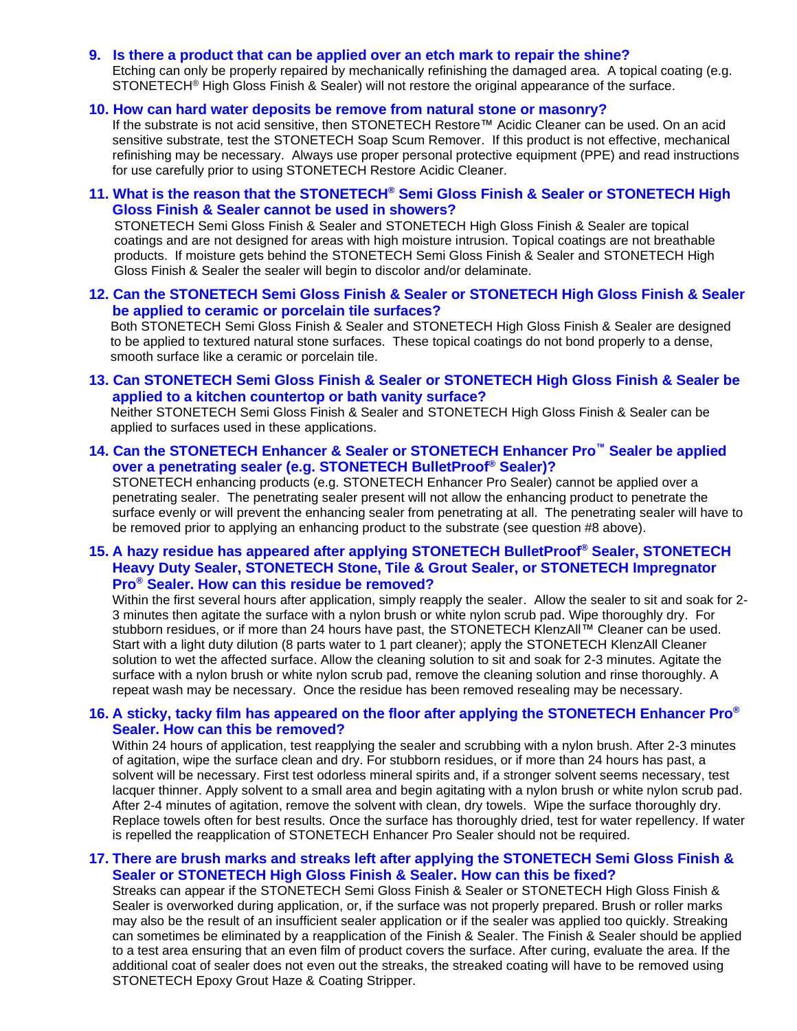### 9. Is there a product that can be applied over an etch mark to repair the shine?

Etching can only be properly repaired by mechanically refinishing the damaged area. A topical coating (e.g. STONETECH® High Gloss Finish & Sealer) will not restore the original appearance of the surface.

### 10. How can hard water deposits be remove from natural stone or masonry?

If the substrate is not acid sensitive, then STONETECH Restore™ Acidic Cleaner can be used. On an acid sensitive substrate, test the STONETECH Soap Scum Remover. If this product is not effective, mechanical refinishing may be necessary. Always use proper personal protective equipment (PPE) and read instructions for use carefully prior to using STONETECH Restore Acidic Cleaner.

### 11. What is the reason that the STONETECH® Semi Gloss Finish & Sealer or STONETECH High Gloss Finish & Sealer cannot be used in showers?

STONETECH Semi Gloss Finish & Sealer and STONETECH High Gloss Finish & Sealer are topical coatings and are not designed for areas with high moisture intrusion. Topical coatings are not breathable products. If moisture gets behind the STONETECH Semi Gloss Finish & Sealer and STONETECH High Gloss Finish & Sealer the sealer will begin to discolor and/or delaminate.

### 12. Can the STONETECH Semi Gloss Finish & Sealer or STONETECH High Gloss Finish & Sealer be applied to ceramic or porcelain tile surfaces?

Both STONETECH Semi Gloss Finish & Sealer and STONETECH High Gloss Finish & Sealer are designed to be applied to textured natural stone surfaces. These topical coatings do not bond properly to a dense, smooth surface like a ceramic or porcelain tile.

### 13. Can STONETECH Semi Gloss Finish & Sealer or STONETECH High Gloss Finish & Sealer be applied to a kitchen countertop or bath vanity surface?

Neither STONETECH Semi Gloss Finish & Sealer and STONETECH High Gloss Finish & Sealer can be applied to surfaces used in these applications.

### 14. Can the STONETECH Enhancer & Sealer or STONETECH Enhancer Pro™ Sealer be applied over a penetrating sealer (e.g. STONETECH BulletProof® Sealer)?

STONETECH enhancing products (e.g. STONETECH Enhancer Pro Sealer) cannot be applied over a penetrating sealer. The penetrating sealer present will not allow the enhancing product to penetrate the surface evenly or will prevent the enhancing sealer from penetrating at all. The penetrating sealer will have to be removed prior to applying an enhancing product to the substrate (see question #8 above).

### 15. A hazy residue has appeared after applying STONETECH BulletProof® Sealer, STONETECH Heavy Duty Sealer, STONETECH Stone, Tile & Grout Sealer, or STONETECH Impregnator Pro® Sealer. How can this residue be removed?

Within the first several hours after application, simply reapply the sealer. Allow the sealer to sit and soak for 2-3 minutes then agitate the surface with a nylon brush or white nylon scrub pad. Wipe thoroughly dry. For stubborn residues, or if more than 24 hours have past, the STONETECH KlenzAll™ Cleaner can be used. Start with a light duty dilution (8 parts water to 1 part cleaner); apply the STONETECH KlenzAll Cleaner solution to wet the affected surface. Allow the cleaning solution to sit and soak for 2-3 minutes. Agitate the surface with a nylon brush or white nylon scrub pad, remove the cleaning solution and rinse thoroughly. A repeat wash may be necessary. Once the residue has been removed resealing may be necessary.

### 16. A sticky, tacky film has appeared on the floor after applying the STONETECH Enhancer Pro® Sealer. How can this be removed?

Within 24 hours of application, test reapplying the sealer and scrubbing with a nylon brush. After 2-3 minutes of agitation, wipe the surface clean and dry. For stubborn residues, or if more than 24 hours has past, a solvent will be necessary. First test odorless mineral spirits and, if a stronger solvent seems necessary, test lacquer thinner. Apply solvent to a small area and begin agitating with a nylon brush or white nylon scrub pad. After 2-4 minutes of agitation, remove the solvent with clean, dry towels. Wipe the surface thoroughly dry. Replace towels often for best results. Once the surface has thoroughly dried, test for water repellency. If water is repelled the reapplication of STONETECH Enhancer Pro Sealer should not be required.

### 17. There are brush marks and streaks left after applying the STONETECH Semi Gloss Finish & Sealer or STONETECH High Gloss Finish & Sealer. How can this be fixed?

Streaks can appear if the STONETECH Semi Gloss Finish & Sealer or STONETECH High Gloss Finish & Sealer is overworked during application, or, if the surface was not properly prepared. Brush or roller marks may also be the result of an insufficient sealer application or if the sealer was applied too quickly. Streaking can sometimes be eliminated by a reapplication of the Finish & Sealer. The Finish & Sealer should be applied to a test area ensuring that an even film of product covers the surface. After curing, evaluate the area. If the additional coat of sealer does not even out the streaks, the streaked coating will have to be removed using STONETECH Epoxy Grout Haze & Coating Stripper.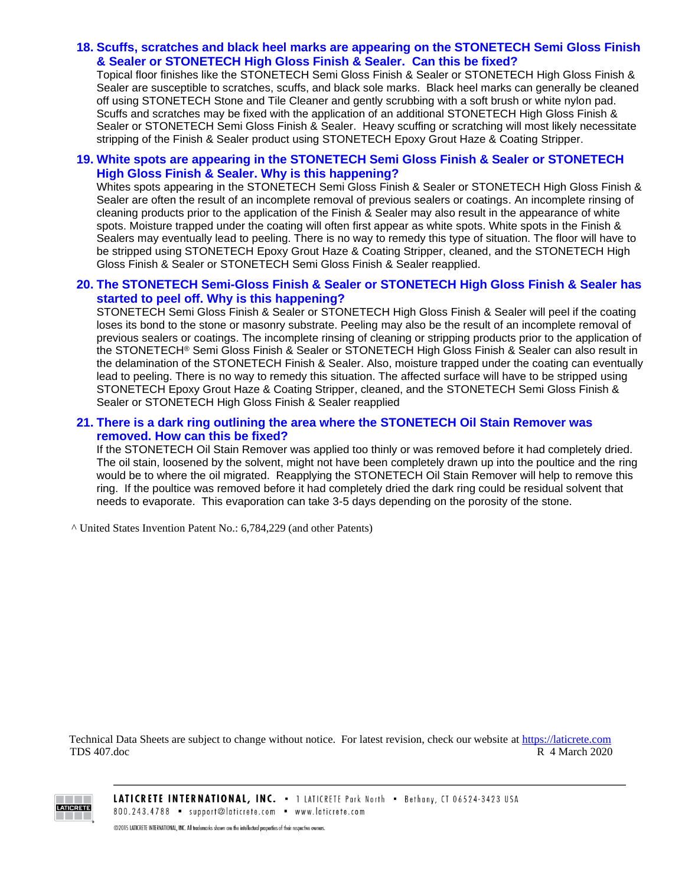**18. Scuffs, scratches and black heel marks are appearing on the STONETECH Semi Gloss Finish & Sealer or STONETECH High Gloss Finish & Sealer. Can this be fixed?**

Topical floor finishes like the STONETECH Semi Gloss Finish & Sealer or STONETECH High Gloss Finish & Sealer are susceptible to scratches, scuffs, and black sole marks. Black heel marks can generally be cleaned off using STONETECH Stone and Tile Cleaner and gently scrubbing with a soft brush or white nylon pad. Scuffs and scratches may be fixed with the application of an additional STONETECH High Gloss Finish & Sealer or STONETECH Semi Gloss Finish & Sealer. Heavy scuffing or scratching will most likely necessitate stripping of the Finish & Sealer product using STONETECH Epoxy Grout Haze & Coating Stripper.

**19. White spots are appearing in the STONETECH Semi Gloss Finish & Sealer or STONETECH High Gloss Finish & Sealer. Why is this happening?**

Whites spots appearing in the STONETECH Semi Gloss Finish & Sealer or STONETECH High Gloss Finish & Sealer are often the result of an incomplete removal of previous sealers or coatings. An incomplete rinsing of cleaning products prior to the application of the Finish & Sealer may also result in the appearance of white spots. Moisture trapped under the coating will often first appear as white spots. White spots in the Finish & Sealers may eventually lead to peeling. There is no way to remedy this type of situation. The floor will have to be stripped using STONETECH Epoxy Grout Haze & Coating Stripper, cleaned, and the STONETECH High Gloss Finish & Sealer or STONETECH Semi Gloss Finish & Sealer reapplied.

**20. The STONETECH Semi-Gloss Finish & Sealer or STONETECH High Gloss Finish & Sealer has started to peel off. Why is this happening?**

STONETECH Semi Gloss Finish & Sealer or STONETECH High Gloss Finish & Sealer will peel if the coating loses its bond to the stone or masonry substrate. Peeling may also be the result of an incomplete removal of previous sealers or coatings. The incomplete rinsing of cleaning or stripping products prior to the application of the STONETECH® Semi Gloss Finish & Sealer or STONETECH High Gloss Finish & Sealer can also result in the delamination of the STONETECH Finish & Sealer. Also, moisture trapped under the coating can eventually lead to peeling. There is no way to remedy this situation. The affected surface will have to be stripped using STONETECH Epoxy Grout Haze & Coating Stripper, cleaned, and the STONETECH Semi Gloss Finish & Sealer or STONETECH High Gloss Finish & Sealer reapplied

**21. There is a dark ring outlining the area where the STONETECH Oil Stain Remover was removed. How can this be fixed?**

If the STONETECH Oil Stain Remover was applied too thinly or was removed before it had completely dried. The oil stain, loosened by the solvent, might not have been completely drawn up into the poultice and the ring would be to where the oil migrated. Reapplying the STONETECH Oil Stain Remover will help to remove this ring. If the poultice was removed before it had completely dried the dark ring could be residual solvent that needs to evaporate. This evaporation can take 3-5 days depending on the porosity of the stone.

^ United States Invention Patent No.: 6,784,229 (and other Patents)

Technical Data Sheets are subject to change without notice. For latest revision, check our website at https://laticrete.com
TDS 407.doc R 4 March 2020

**LATICRETE INTERNATIONAL, INC.** ▪ 1 LATICRETE Park North ▪ Bethany, CT 06524-3423 USA
800.243.4788 ▪ support@laticrete.com ▪ www.laticrete.com

©2015 LATICRETE INTERNATIONAL, INC. All trademarks shown are the intellectual properties of their respective owners.